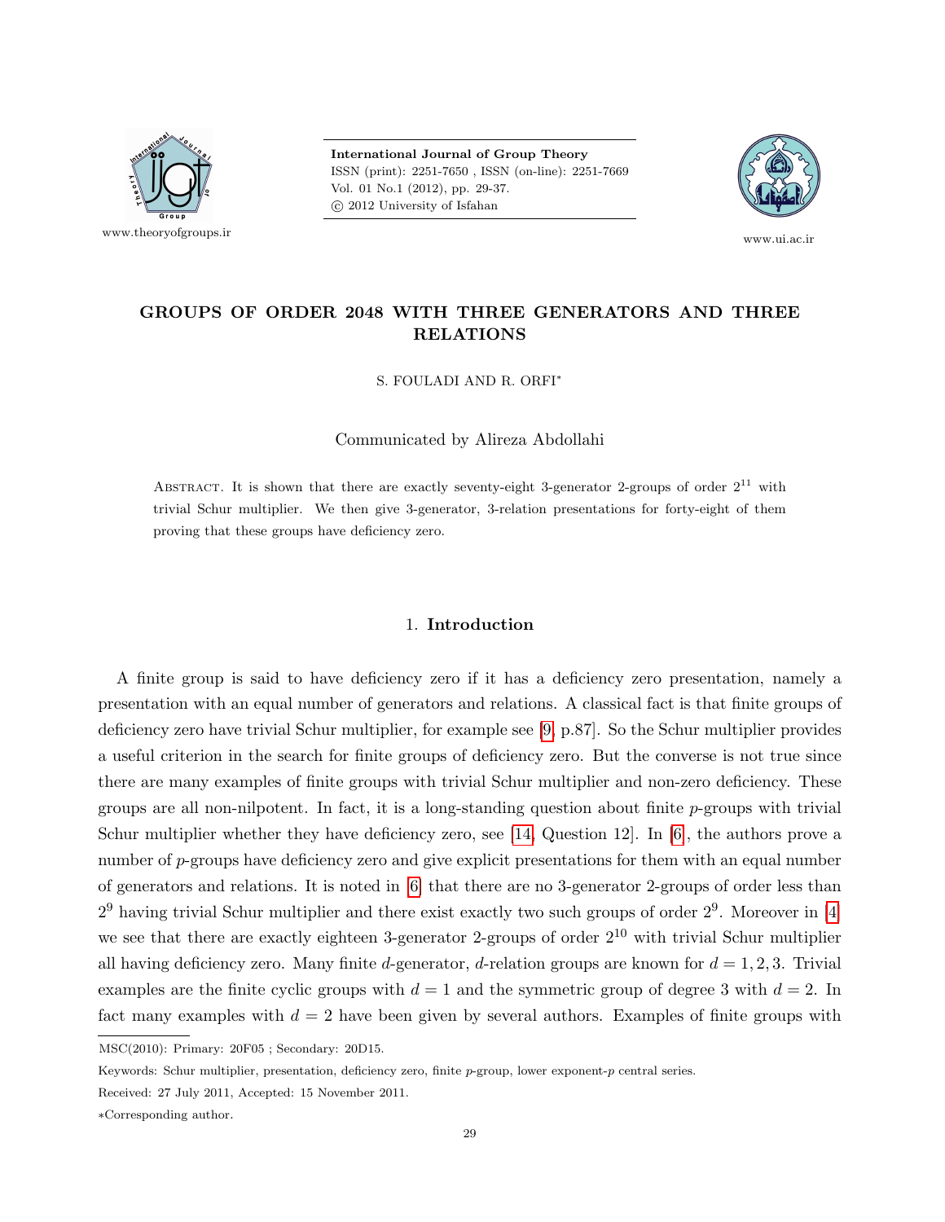# GROUPS OF ORDER 2048 WITH THREE GENERATORS AND THREE RELATIONS

S. FOULADI AND R. ORFI*

Communicated by Alireza Abdollahi

Abstract. It is shown that there are exactly seventy-eight 3-generator 2-groups of order $2^{11}$ with trivial Schur multiplier. We then give 3-generator, 3-relation presentations for forty-eight of them proving that these groups have deficiency zero.

## 1. Introduction

A finite group is said to have deficiency zero if it has a deficiency zero presentation, namely a presentation with an equal number of generators and relations. A classical fact is that finite groups of deficiency zero have trivial Schur multiplier, for example see [9, p.87]. So the Schur multiplier provides a useful criterion in the search for finite groups of deficiency zero. But the converse is not true since there are many examples of finite groups with trivial Schur multiplier and non-zero deficiency. These groups are all non-nilpotent. In fact, it is a long-standing question about finite $p$-groups with trivial Schur multiplier whether they have deficiency zero, see [14, Question 12]. In [6], the authors prove a number of $p$-groups have deficiency zero and give explicit presentations for them with an equal number of generators and relations. It is noted in [6] that there are no 3-generator 2-groups of order less than $2^9$ having trivial Schur multiplier and there exist exactly two such groups of order $2^9$. Moreover in [4] we see that there are exactly eighteen 3-generator 2-groups of order $2^{10}$ with trivial Schur multiplier all having deficiency zero. Many finite $d$-generator, $d$-relation groups are known for $d = 1, 2, 3$. Trivial examples are the finite cyclic groups with $d = 1$ and the symmetric group of degree 3 with $d = 2$. In fact many examples with $d = 2$ have been given by several authors. Examples of finite groups with

MSC(2010): Primary: 20F05 ; Secondary: 20D15.

Keywords: Schur multiplier, presentation, deficiency zero, finite $p$-group, lower exponent-$p$ central series.

Received: 27 July 2011, Accepted: 15 November 2011.

*Corresponding author.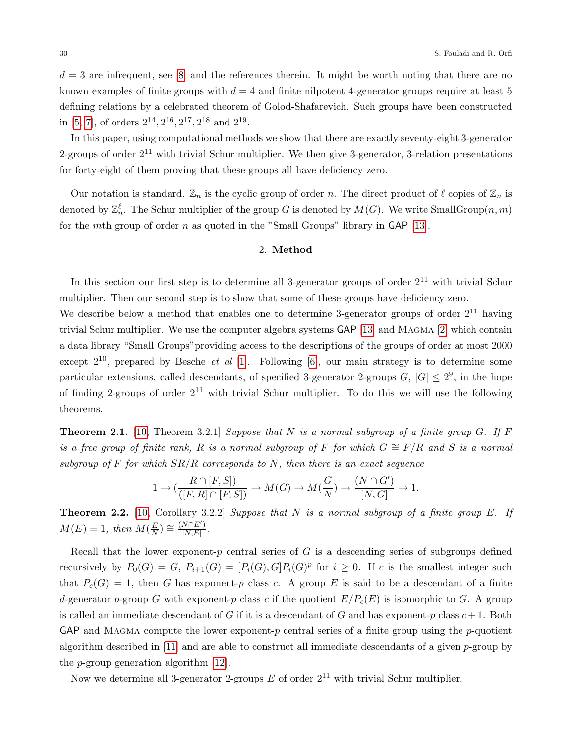$d = 3$ are infrequent, see [8] and the references therein. It might be worth noting that there are no known examples of finite groups with $d = 4$ and finite nilpotent 4-generator groups require at least 5 defining relations by a celebrated theorem of Golod-Shafarevich. Such groups have been constructed in [5, 7], of orders $2^{14}, 2^{16}, 2^{17}, 2^{18}$ and $2^{19}$.

In this paper, using computational methods we show that there are exactly seventy-eight 3-generator 2-groups of order $2^{11}$ with trivial Schur multiplier. We then give 3-generator, 3-relation presentations for forty-eight of them proving that these groups all have deficiency zero.

Our notation is standard. $\mathbb{Z}_n$ is the cyclic group of order $n$. The direct product of $\ell$ copies of $\mathbb{Z}_n$ is denoted by $\mathbb{Z}_n^\ell$. The Schur multiplier of the group $G$ is denoted by $M(G)$. We write SmallGroup$(n, m)$ for the $m$th group of order $n$ as quoted in the "Small Groups" library in GAP [13].

## 2. Method

In this section our first step is to determine all 3-generator groups of order $2^{11}$ with trivial Schur multiplier. Then our second step is to show that some of these groups have deficiency zero.

We describe below a method that enables one to determine 3-generator groups of order $2^{11}$ having trivial Schur multiplier. We use the computer algebra systems GAP [13] and MAGMA [2] which contain a data library "Small Groups"providing access to the descriptions of the groups of order at most 2000 except $2^{10}$, prepared by Besche *et al* [1]. Following [6], our main strategy is to determine some particular extensions, called descendants, of specified 3-generator 2-groups $G$, $|G| \leq 2^9$, in the hope of finding 2-groups of order $2^{11}$ with trivial Schur multiplier. To do this we will use the following theorems.

**Theorem 2.1.** [10, Theorem 3.2.1] *Suppose that $N$ is a normal subgroup of a finite group $G$. If $F$ is a free group of finite rank, $R$ is a normal subgroup of $F$ for which $G \cong F/R$ and $S$ is a normal subgroup of $F$ for which $SR/R$ corresponds to $N$, then there is an exact sequence*

$$1 \to \left(\frac{R \cap [F, S])}{([F, R] \cap [F, S])}\right) \to M(G) \to M\left(\frac{G}{N}\right) \to \frac{(N \cap G')}{[N, G]} \to 1.$$

**Theorem 2.2.** [10, Corollary 3.2.2] *Suppose that $N$ is a normal subgroup of a finite group $E$. If $M(E) = 1$, then $M(\frac{E}{N}) \cong \frac{(N \cap E')}{[N, E]}$.*

Recall that the lower exponent-$p$ central series of $G$ is a descending series of subgroups defined recursively by $P_0(G) = G$, $P_{i+1}(G) = [P_i(G), G]P_i(G)^p$ for $i \geq 0$. If $c$ is the smallest integer such that $P_c(G) = 1$, then $G$ has exponent-$p$ class $c$. A group $E$ is said to be a descendant of a finite $d$-generator $p$-group $G$ with exponent-$p$ class $c$ if the quotient $E/P_c(E)$ is isomorphic to $G$. A group is called an immediate descendant of $G$ if it is a descendant of $G$ and has exponent-$p$ class $c + 1$. Both GAP and MAGMA compute the lower exponent-$p$ central series of a finite group using the $p$-quotient algorithm described in [11] and are able to construct all immediate descendants of a given $p$-group by the $p$-group generation algorithm [12].

Now we determine all 3-generator 2-groups $E$ of order $2^{11}$ with trivial Schur multiplier.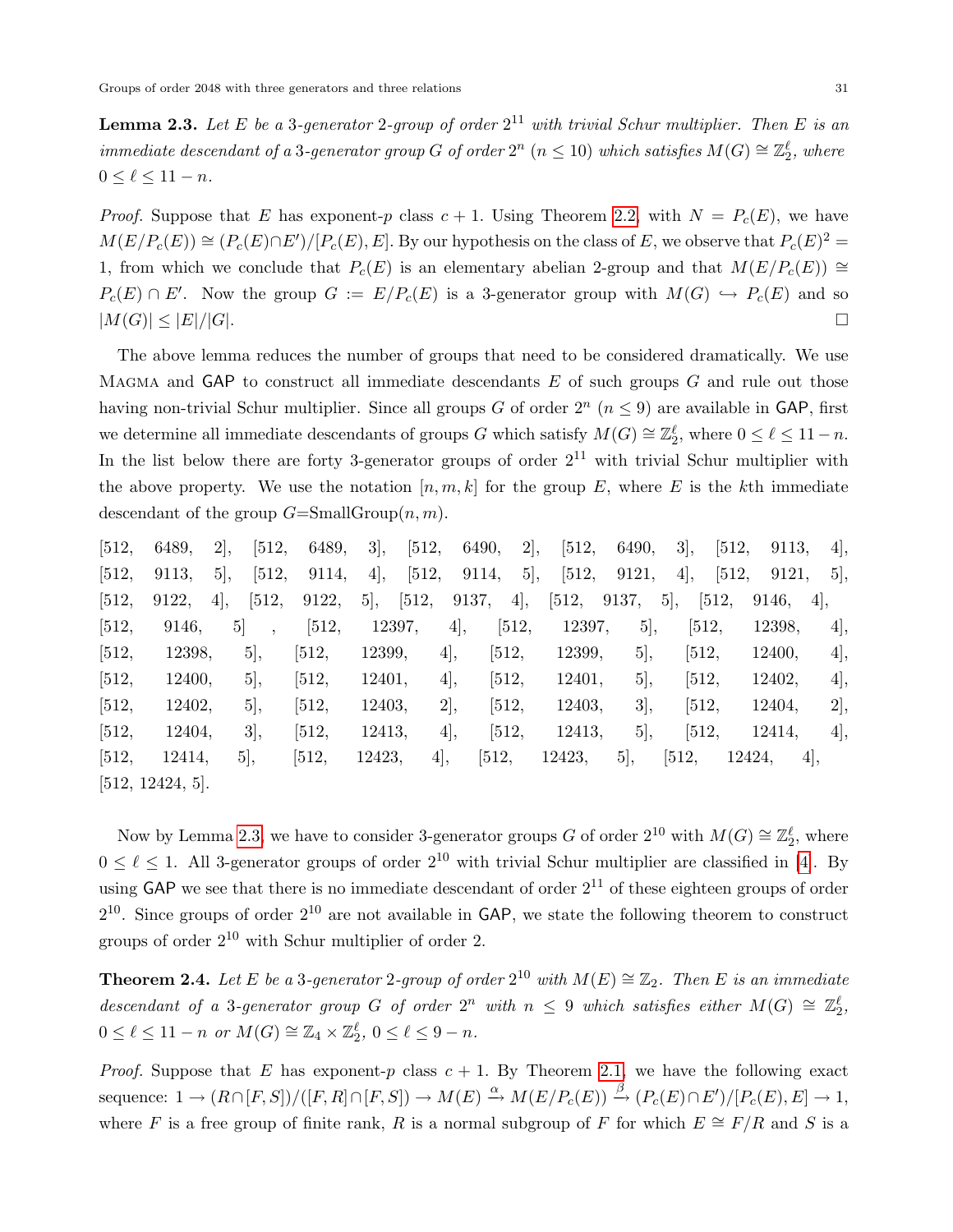**Lemma 2.3.** *Let $E$ be a 3-generator 2-group of order $2^{11}$ with trivial Schur multiplier. Then $E$ is an immediate descendant of a 3-generator group $G$ of order $2^n$ $(n \leq 10)$ which satisfies $M(G) \cong \mathbb{Z}_2^\ell$, where $0 \leq \ell \leq 11 - n$.*

*Proof.* Suppose that $E$ has exponent-$p$ class $c+1$. Using Theorem 2.2 with $N = P_c(E)$, we have $M(E/P_c(E)) \cong (P_c(E) \cap E')/[P_c(E), E]$. By our hypothesis on the class of $E$, we observe that $P_c(E)^2 = 1$, from which we conclude that $P_c(E)$ is an elementary abelian 2-group and that $M(E/P_c(E)) \cong P_c(E) \cap E'$. Now the group $G := E/P_c(E)$ is a 3-generator group with $M(G) \hookrightarrow P_c(E)$ and so $|M(G)| \leq |E|/|G|$. □

The above lemma reduces the number of groups that need to be considered dramatically. We use MAGMA and GAP to construct all immediate descendants $E$ of such groups $G$ and rule out those having non-trivial Schur multiplier. Since all groups $G$ of order $2^n$ $(n \leq 9)$ are available in GAP, first we determine all immediate descendants of groups $G$ which satisfy $M(G) \cong \mathbb{Z}_2^\ell$, where $0 \leq \ell \leq 11 - n$. In the list below there are forty 3-generator groups of order $2^{11}$ with trivial Schur multiplier with the above property. We use the notation $[n, m, k]$ for the group $E$, where $E$ is the $k$th immediate descendant of the group $G$=SmallGroup$(n, m)$.

[512, 6489, 2], [512, 6489, 3], [512, 6490, 2], [512, 6490, 3], [512, 9113, 4], [512, 9113, 5], [512, 9114, 4], [512, 9114, 5], [512, 9121, 4], [512, 9121, 5], [512, 9122, 4], [512, 9122, 5], [512, 9137, 4], [512, 9137, 5], [512, 9146, 4], [512, 9146, 5] , [512, 12397, 4], [512, 12397, 5], [512, 12398, 4], [512, 12398, 5], [512, 12399, 4], [512, 12399, 5], [512, 12400, 4], [512, 12400, 5], [512, 12401, 4], [512, 12401, 5], [512, 12402, 4], [512, 12402, 5], [512, 12403, 2], [512, 12403, 3], [512, 12404, 2], [512, 12404, 3], [512, 12413, 4], [512, 12413, 5], [512, 12414, 4], [512, 12414, 5], [512, 12423, 4], [512, 12423, 5], [512, 12424, 4], [512, 12424, 5].

Now by Lemma 2.3, we have to consider 3-generator groups $G$ of order $2^{10}$ with $M(G) \cong \mathbb{Z}_2^\ell$, where $0 \leq \ell \leq 1$. All 3-generator groups of order $2^{10}$ with trivial Schur multiplier are classified in [4]. By using GAP we see that there is no immediate descendant of order $2^{11}$ of these eighteen groups of order $2^{10}$. Since groups of order $2^{10}$ are not available in GAP, we state the following theorem to construct groups of order $2^{10}$ with Schur multiplier of order 2.

**Theorem 2.4.** *Let $E$ be a 3-generator 2-group of order $2^{10}$ with $M(E) \cong \mathbb{Z}_2$. Then $E$ is an immediate descendant of a 3-generator group $G$ of order $2^n$ with $n \leq 9$ which satisfies either $M(G) \cong \mathbb{Z}_2^\ell$, $0 \leq \ell \leq 11 - n$ or $M(G) \cong \mathbb{Z}_4 \times \mathbb{Z}_2^\ell$, $0 \leq \ell \leq 9 - n$.*

*Proof.* Suppose that $E$ has exponent-$p$ class $c+1$. By Theorem 2.1, we have the following exact sequence: $1 \to (R \cap [F,S])/([F,R] \cap [F,S]) \to M(E) \xrightarrow{\alpha} M(E/P_c(E)) \xrightarrow{\beta} (P_c(E) \cap E')/[P_c(E), E] \to 1$, where $F$ is a free group of finite rank, $R$ is a normal subgroup of $F$ for which $E \cong F/R$ and $S$ is a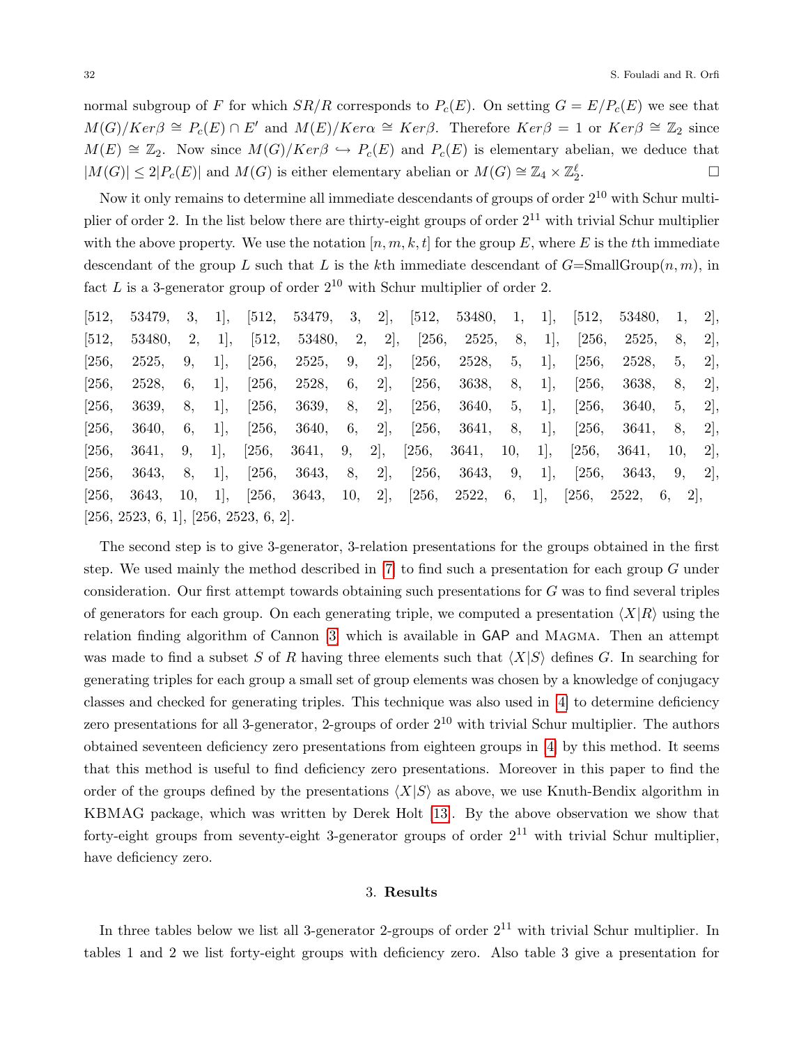normal subgroup of $F$ for which $SR/R$ corresponds to $P_c(E)$. On setting $G = E/P_c(E)$ we see that $M(G)/Ker\beta \cong P_c(E) \cap E'$ and $M(E)/Ker\alpha \cong Ker\beta$. Therefore $Ker\beta = 1$ or $Ker\beta \cong \mathbb{Z}_2$ since $M(E) \cong \mathbb{Z}_2$. Now since $M(G)/Ker\beta \hookrightarrow P_c(E)$ and $P_c(E)$ is elementary abelian, we deduce that $|M(G)| \leq 2|P_c(E)|$ and $M(G)$ is either elementary abelian or $M(G) \cong \mathbb{Z}_4 \times \mathbb{Z}_2^{\ell}$. $\square$

Now it only remains to determine all immediate descendants of groups of order $2^{10}$ with Schur multiplier of order 2. In the list below there are thirty-eight groups of order $2^{11}$ with trivial Schur multiplier with the above property. We use the notation $[n, m, k, t]$ for the group $E$, where $E$ is the $t$th immediate descendant of the group $L$ such that $L$ is the $k$th immediate descendant of $G$=SmallGroup$(n, m)$, in fact $L$ is a 3-generator group of order $2^{10}$ with Schur multiplier of order 2.

[512, 53479, 3, 1], [512, 53479, 3, 2], [512, 53480, 1, 1], [512, 53480, 1, 2], [512, 53480, 2, 1], [512, 53480, 2, 2], [256, 2525, 8, 1], [256, 2525, 8, 2], [256, 2525, 9, 1], [256, 2525, 9, 2], [256, 2528, 5, 1], [256, 2528, 5, 2], [256, 2528, 6, 1], [256, 2528, 6, 2], [256, 3638, 8, 1], [256, 3638, 8, 2], [256, 3639, 8, 1], [256, 3639, 8, 2], [256, 3640, 5, 1], [256, 3640, 5, 2], [256, 3640, 6, 1], [256, 3640, 6, 2], [256, 3641, 8, 1], [256, 3641, 8, 2], [256, 3641, 9, 1], [256, 3641, 9, 2], [256, 3641, 10, 1], [256, 3641, 10, 2], [256, 3643, 8, 1], [256, 3643, 8, 2], [256, 3643, 9, 1], [256, 3643, 9, 2], [256, 3643, 10, 1], [256, 3643, 10, 2], [256, 2522, 6, 1], [256, 2522, 6, 2], [256, 2523, 6, 1], [256, 2523, 6, 2].

The second step is to give 3-generator, 3-relation presentations for the groups obtained in the first step. We used mainly the method described in [7] to find such a presentation for each group $G$ under consideration. Our first attempt towards obtaining such presentations for $G$ was to find several triples of generators for each group. On each generating triple, we computed a presentation $\langle X|R\rangle$ using the relation finding algorithm of Cannon [3] which is available in GAP and Magma. Then an attempt was made to find a subset $S$ of $R$ having three elements such that $\langle X|S\rangle$ defines $G$. In searching for generating triples for each group a small set of group elements was chosen by a knowledge of conjugacy classes and checked for generating triples. This technique was also used in [4] to determine deficiency zero presentations for all 3-generator, 2-groups of order $2^{10}$ with trivial Schur multiplier. The authors obtained seventeen deficiency zero presentations from eighteen groups in [4] by this method. It seems that this method is useful to find deficiency zero presentations. Moreover in this paper to find the order of the groups defined by the presentations $\langle X|S\rangle$ as above, we use Knuth-Bendix algorithm in KBMAG package, which was written by Derek Holt [13]. By the above observation we show that forty-eight groups from seventy-eight 3-generator groups of order $2^{11}$ with trivial Schur multiplier, have deficiency zero.

## 3. Results

In three tables below we list all 3-generator 2-groups of order $2^{11}$ with trivial Schur multiplier. In tables 1 and 2 we list forty-eight groups with deficiency zero. Also table 3 give a presentation for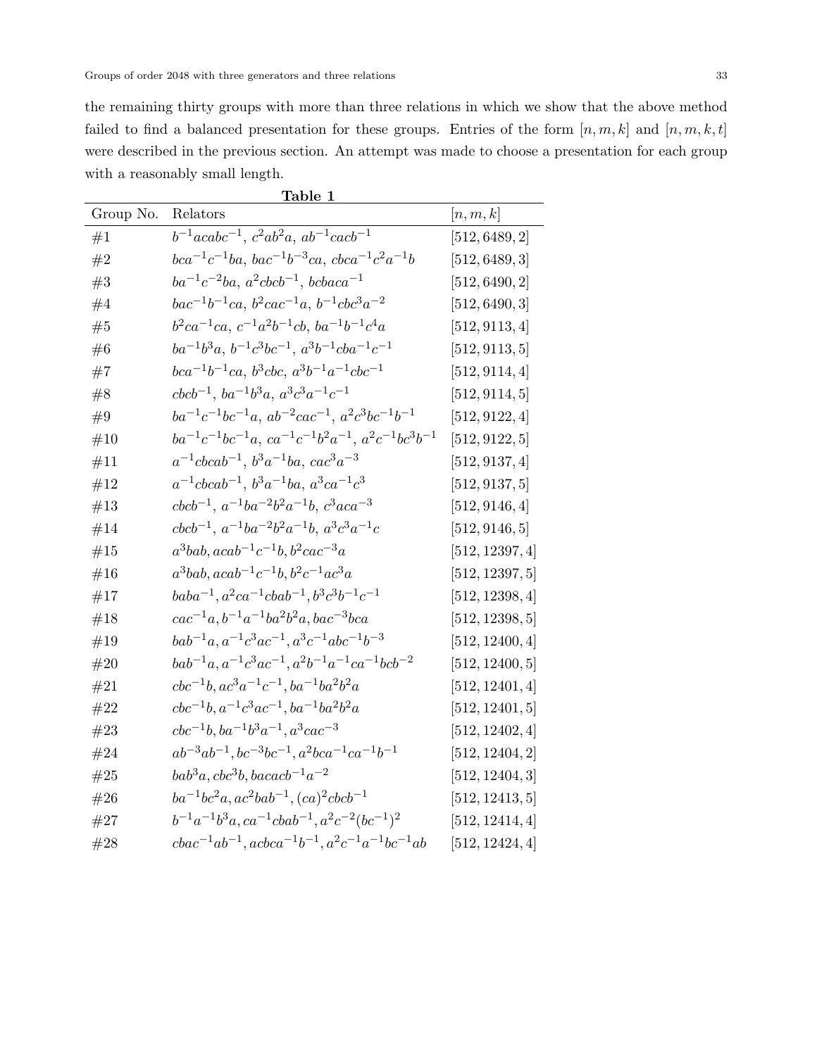the remaining thirty groups with more than three relations in which we show that the above method failed to find a balanced presentation for these groups. Entries of the form $[n, m, k]$ and $[n, m, k, t]$ were described in the previous section. An attempt was made to choose a presentation for each group with a reasonably small length.

**Table 1**

| Group No. | Relators | $[n, m, k]$ |
|---|---|---|
| #1 | $b^{-1}acabc^{-1},\ c^2ab^2a,\ ab^{-1}cacb^{-1}$ | $[512, 6489, 2]$ |
| #2 | $bca^{-1}c^{-1}ba,\ bac^{-1}b^{-3}ca,\ cbca^{-1}c^2a^{-1}b$ | $[512, 6489, 3]$ |
| #3 | $ba^{-1}c^{-2}ba,\ a^2cbcb^{-1},\ bcbaca^{-1}$ | $[512, 6490, 2]$ |
| #4 | $bac^{-1}b^{-1}ca,\ b^2cac^{-1}a,\ b^{-1}cbc^3a^{-2}$ | $[512, 6490, 3]$ |
| #5 | $b^2ca^{-1}ca,\ c^{-1}a^2b^{-1}cb,\ ba^{-1}b^{-1}c^4a$ | $[512, 9113, 4]$ |
| #6 | $ba^{-1}b^3a,\ b^{-1}c^3bc^{-1},\ a^3b^{-1}cba^{-1}c^{-1}$ | $[512, 9113, 5]$ |
| #7 | $bca^{-1}b^{-1}ca,\ b^3cbc,\ a^3b^{-1}a^{-1}cbc^{-1}$ | $[512, 9114, 4]$ |
| #8 | $cbcb^{-1},\ ba^{-1}b^3a,\ a^3c^3a^{-1}c^{-1}$ | $[512, 9114, 5]$ |
| #9 | $ba^{-1}c^{-1}bc^{-1}a,\ ab^{-2}cac^{-1},\ a^2c^3bc^{-1}b^{-1}$ | $[512, 9122, 4]$ |
| #10 | $ba^{-1}c^{-1}bc^{-1}a,\ ca^{-1}c^{-1}b^2a^{-1},\ a^2c^{-1}bc^3b^{-1}$ | $[512, 9122, 5]$ |
| #11 | $a^{-1}cbcab^{-1},\ b^3a^{-1}ba,\ cac^3a^{-3}$ | $[512, 9137, 4]$ |
| #12 | $a^{-1}cbcab^{-1},\ b^3a^{-1}ba,\ a^3ca^{-1}c^3$ | $[512, 9137, 5]$ |
| #13 | $cbcb^{-1},\ a^{-1}ba^{-2}b^2a^{-1}b,\ c^3aca^{-3}$ | $[512, 9146, 4]$ |
| #14 | $cbcb^{-1},\ a^{-1}ba^{-2}b^2a^{-1}b,\ a^3c^3a^{-1}c$ | $[512, 9146, 5]$ |
| #15 | $a^3bab, acab^{-1}c^{-1}b, b^2cac^{-3}a$ | $[512, 12397, 4]$ |
| #16 | $a^3bab, acab^{-1}c^{-1}b, b^2c^{-1}ac^3a$ | $[512, 12397, 5]$ |
| #17 | $baba^{-1}, a^2ca^{-1}cbab^{-1}, b^3c^3b^{-1}c^{-1}$ | $[512, 12398, 4]$ |
| #18 | $cac^{-1}a, b^{-1}a^{-1}ba^2b^2a, bac^{-3}bca$ | $[512, 12398, 5]$ |
| #19 | $bab^{-1}a, a^{-1}c^3ac^{-1}, a^3c^{-1}abc^{-1}b^{-3}$ | $[512, 12400, 4]$ |
| #20 | $bab^{-1}a, a^{-1}c^3ac^{-1}, a^2b^{-1}a^{-1}ca^{-1}bcb^{-2}$ | $[512, 12400, 5]$ |
| #21 | $cbc^{-1}b, ac^3a^{-1}c^{-1}, ba^{-1}ba^2b^2a$ | $[512, 12401, 4]$ |
| #22 | $cbc^{-1}b, a^{-1}c^3ac^{-1}, ba^{-1}ba^2b^2a$ | $[512, 12401, 5]$ |
| #23 | $cbc^{-1}b, ba^{-1}b^3a^{-1}, a^3cac^{-3}$ | $[512, 12402, 4]$ |
| #24 | $ab^{-3}ab^{-1}, bc^{-3}bc^{-1}, a^2bca^{-1}ca^{-1}b^{-1}$ | $[512, 12404, 2]$ |
| #25 | $bab^3a, cbc^3b, bacacb^{-1}a^{-2}$ | $[512, 12404, 3]$ |
| #26 | $ba^{-1}bc^2a, ac^2bab^{-1}, (ca)^2cbcb^{-1}$ | $[512, 12413, 5]$ |
| #27 | $b^{-1}a^{-1}b^3a, ca^{-1}cbab^{-1}, a^2c^{-2}(bc^{-1})^2$ | $[512, 12414, 4]$ |
| #28 | $cbac^{-1}ab^{-1}, acbca^{-1}b^{-1}, a^2c^{-1}a^{-1}bc^{-1}ab$ | $[512, 12424, 4]$ |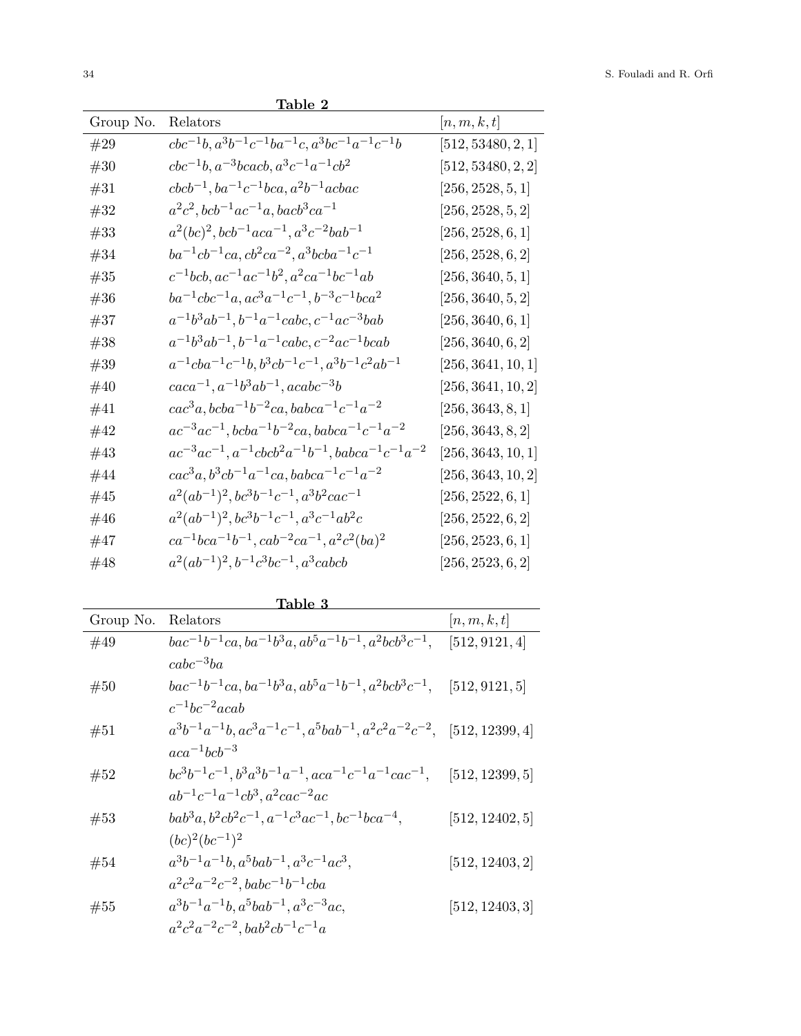**Table 2**

| Group No. | Relators | $[n, m, k, t]$ |
|---|---|---|
| #29 | $cbc^{-1}b, a^3b^{-1}c^{-1}ba^{-1}c, a^3bc^{-1}a^{-1}c^{-1}b$ | $[512, 53480, 2, 1]$ |
| #30 | $cbc^{-1}b, a^{-3}bcacb, a^3c^{-1}a^{-1}cb^2$ | $[512, 53480, 2, 2]$ |
| #31 | $cbcb^{-1}, ba^{-1}c^{-1}bca, a^2b^{-1}acbac$ | $[256, 2528, 5, 1]$ |
| #32 | $a^2c^2, bcb^{-1}ac^{-1}a, bacb^3ca^{-1}$ | $[256, 2528, 5, 2]$ |
| #33 | $a^2(bc)^2, bcb^{-1}aca^{-1}, a^3c^{-2}bab^{-1}$ | $[256, 2528, 6, 1]$ |
| #34 | $ba^{-1}cb^{-1}ca, cb^2ca^{-2}, a^3bcba^{-1}c^{-1}$ | $[256, 2528, 6, 2]$ |
| #35 | $c^{-1}bcb, ac^{-1}ac^{-1}b^2, a^2ca^{-1}bc^{-1}ab$ | $[256, 3640, 5, 1]$ |
| #36 | $ba^{-1}cbc^{-1}a, ac^3a^{-1}c^{-1}, b^{-3}c^{-1}bca^2$ | $[256, 3640, 5, 2]$ |
| #37 | $a^{-1}b^3ab^{-1}, b^{-1}a^{-1}cabc, c^{-1}ac^{-3}bab$ | $[256, 3640, 6, 1]$ |
| #38 | $a^{-1}b^3ab^{-1}, b^{-1}a^{-1}cabc, c^{-2}ac^{-1}bcab$ | $[256, 3640, 6, 2]$ |
| #39 | $a^{-1}cba^{-1}c^{-1}b, b^3cb^{-1}c^{-1}, a^3b^{-1}c^2ab^{-1}$ | $[256, 3641, 10, 1]$ |
| #40 | $caca^{-1}, a^{-1}b^3ab^{-1}, acabc^{-3}b$ | $[256, 3641, 10, 2]$ |
| #41 | $cac^3a, bcba^{-1}b^{-2}ca, babca^{-1}c^{-1}a^{-2}$ | $[256, 3643, 8, 1]$ |
| #42 | $ac^{-3}ac^{-1}, bcba^{-1}b^{-2}ca, babca^{-1}c^{-1}a^{-2}$ | $[256, 3643, 8, 2]$ |
| #43 | $ac^{-3}ac^{-1}, a^{-1}cbcb^2a^{-1}b^{-1}, babca^{-1}c^{-1}a^{-2}$ | $[256, 3643, 10, 1]$ |
| #44 | $cac^3a, b^3cb^{-1}a^{-1}ca, babca^{-1}c^{-1}a^{-2}$ | $[256, 3643, 10, 2]$ |
| #45 | $a^2(ab^{-1})^2, bc^3b^{-1}c^{-1}, a^3b^2cac^{-1}$ | $[256, 2522, 6, 1]$ |
| #46 | $a^2(ab^{-1})^2, bc^3b^{-1}c^{-1}, a^3c^{-1}ab^2c$ | $[256, 2522, 6, 2]$ |
| #47 | $ca^{-1}bca^{-1}b^{-1}, cab^{-2}ca^{-1}, a^2c^2(ba)^2$ | $[256, 2523, 6, 1]$ |
| #48 | $a^2(ab^{-1})^2, b^{-1}c^3bc^{-1}, a^3cabcb$ | $[256, 2523, 6, 2]$ |

**Table 3**

| Group No. | Relators | $[n, m, k, t]$ |
|---|---|---|
| #49 | $bac^{-1}b^{-1}ca, ba^{-1}b^3a, ab^5a^{-1}b^{-1}, a^2bcb^3c^{-1}, cabc^{-3}ba$ | $[512, 9121, 4]$ |
| #50 | $bac^{-1}b^{-1}ca, ba^{-1}b^3a, ab^5a^{-1}b^{-1}, a^2bcb^3c^{-1}, c^{-1}bc^{-2}acab$ | $[512, 9121, 5]$ |
| #51 | $a^3b^{-1}a^{-1}b, ac^3a^{-1}c^{-1}, a^5bab^{-1}, a^2c^2a^{-2}c^{-2}, aca^{-1}bcb^{-3}$ | $[512, 12399, 4]$ |
| #52 | $bc^3b^{-1}c^{-1}, b^3a^3b^{-1}a^{-1}, aca^{-1}c^{-1}a^{-1}cac^{-1}, ab^{-1}c^{-1}a^{-1}cb^3, a^2cac^{-2}ac$ | $[512, 12399, 5]$ |
| #53 | $bab^3a, b^2cb^2c^{-1}, a^{-1}c^3ac^{-1}, bc^{-1}bca^{-4}, (bc)^2(bc^{-1})^2$ | $[512, 12402, 5]$ |
| #54 | $a^3b^{-1}a^{-1}b, a^5bab^{-1}, a^3c^{-1}ac^3, a^2c^2a^{-2}c^{-2}, babc^{-1}b^{-1}cba$ | $[512, 12403, 2]$ |
| #55 | $a^3b^{-1}a^{-1}b, a^5bab^{-1}, a^3c^{-3}ac, a^2c^2a^{-2}c^{-2}, bab^2cb^{-1}c^{-1}a$ | $[512, 12403, 3]$ |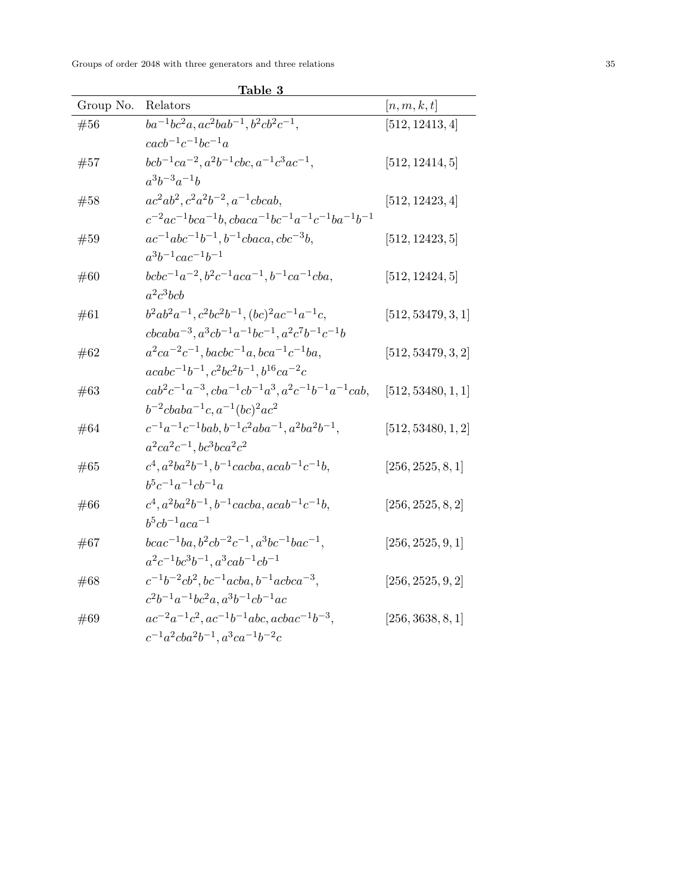**Table 3**

| Group No. | Relators | $[n,m,k,t]$ |
|---|---|---|
| #56 | $ba^{-1}bc^2a, ac^2bab^{-1}, b^2cb^2c^{-1}$, $cacb^{-1}c^{-1}bc^{-1}a$ | $[512, 12413, 4]$ |
| #57 | $bcb^{-1}ca^{-2}, a^2b^{-1}cbc, a^{-1}c^3ac^{-1}$, $a^3b^{-3}a^{-1}b$ | $[512, 12414, 5]$ |
| #58 | $ac^2ab^2, c^2a^2b^{-2}, a^{-1}cbcab$, $c^{-2}ac^{-1}bca^{-1}b, cbaca^{-1}bc^{-1}a^{-1}c^{-1}ba^{-1}b^{-1}$ | $[512, 12423, 4]$ |
| #59 | $ac^{-1}abc^{-1}b^{-1}, b^{-1}cbaca, cbc^{-3}b$, $a^3b^{-1}cac^{-1}b^{-1}$ | $[512, 12423, 5]$ |
| #60 | $bcbc^{-1}a^{-2}, b^2c^{-1}aca^{-1}, b^{-1}ca^{-1}cba$, $a^2c^3bcb$ | $[512, 12424, 5]$ |
| #61 | $b^2ab^2a^{-1}, c^2bc^2b^{-1}, (bc)^2ac^{-1}a^{-1}c$, $cbcaba^{-3}, a^3cb^{-1}a^{-1}bc^{-1}, a^2c^7b^{-1}c^{-1}b$ | $[512, 53479, 3, 1]$ |
| #62 | $a^2ca^{-2}c^{-1}, bacbc^{-1}a, bca^{-1}c^{-1}ba$, $acabc^{-1}b^{-1}, c^2bc^2b^{-1}, b^{16}ca^{-2}c$ | $[512, 53479, 3, 2]$ |
| #63 | $cab^2c^{-1}a^{-3}, cba^{-1}cb^{-1}a^3, a^2c^{-1}b^{-1}a^{-1}cab$, $b^{-2}cbaba^{-1}c, a^{-1}(bc)^2ac^2$ | $[512, 53480, 1, 1]$ |
| #64 | $c^{-1}a^{-1}c^{-1}bab, b^{-1}c^2aba^{-1}, a^2ba^2b^{-1}$, $a^2ca^2c^{-1}, bc^3bca^2c^2$ | $[512, 53480, 1, 2]$ |
| #65 | $c^4, a^2ba^2b^{-1}, b^{-1}cacba, acab^{-1}c^{-1}b$, $b^5c^{-1}a^{-1}cb^{-1}a$ | $[256, 2525, 8, 1]$ |
| #66 | $c^4, a^2ba^2b^{-1}, b^{-1}cacba, acab^{-1}c^{-1}b$, $b^5cb^{-1}aca^{-1}$ | $[256, 2525, 8, 2]$ |
| #67 | $bcac^{-1}ba, b^2cb^{-2}c^{-1}, a^3bc^{-1}bac^{-1}$, $a^2c^{-1}bc^3b^{-1}, a^3cab^{-1}cb^{-1}$ | $[256, 2525, 9, 1]$ |
| #68 | $c^{-1}b^{-2}cb^2, bc^{-1}acba, b^{-1}acbca^{-3}$, $c^2b^{-1}a^{-1}bc^2a, a^3b^{-1}cb^{-1}ac$ | $[256, 2525, 9, 2]$ |
| #69 | $ac^{-2}a^{-1}c^2, ac^{-1}b^{-1}abc, acbac^{-1}b^{-3}$, $c^{-1}a^2cba^2b^{-1}, a^3ca^{-1}b^{-2}c$ | $[256, 3638, 8, 1]$ |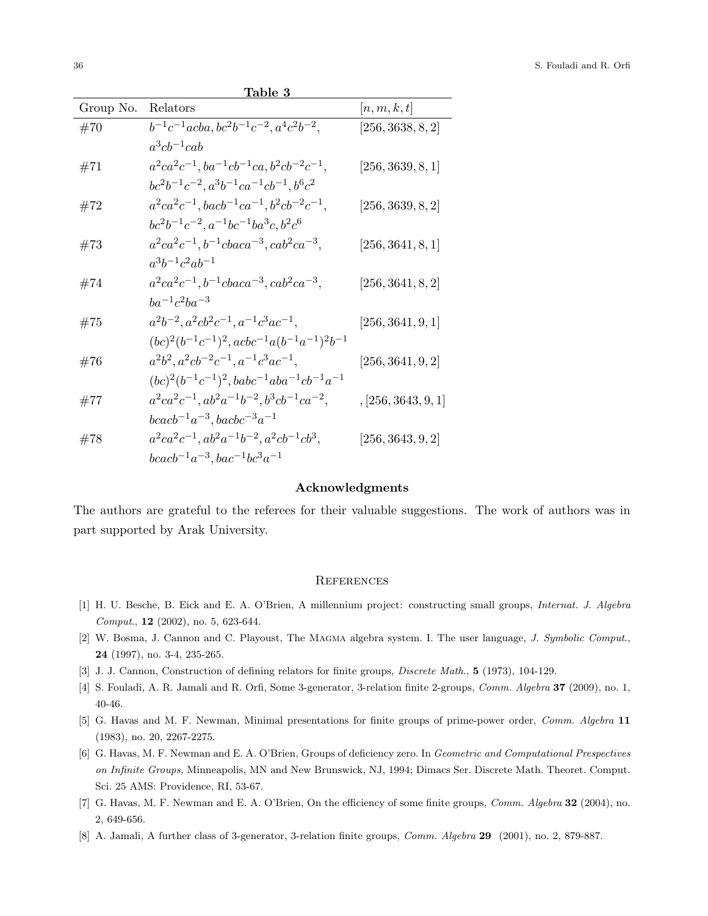**Table 3**

| Group No. | Relators | $[n, m, k, t]$ |
|---|---|---|
| #70 | $b^{-1}c^{-1}acba, bc^2b^{-1}c^{-2}, a^4c^2b^{-2},$ $a^3cb^{-1}cab$ | $[256, 3638, 8, 2]$ |
| #71 | $a^2ca^2c^{-1}, ba^{-1}cb^{-1}ca, b^2cb^{-2}c^{-1},$ $bc^2b^{-1}c^{-2}, a^3b^{-1}ca^{-1}cb^{-1}, b^6c^2$ | $[256, 3639, 8, 1]$ |
| #72 | $a^2ca^2c^{-1}, bacb^{-1}ca^{-1}, b^2cb^{-2}c^{-1},$ $bc^2b^{-1}c^{-2}, a^{-1}bc^{-1}ba^3c, b^2c^6$ | $[256, 3639, 8, 2]$ |
| #73 | $a^2ca^2c^{-1}, b^{-1}cbaca^{-3}, cab^2ca^{-3},$ $a^3b^{-1}c^2ab^{-1}$ | $[256, 3641, 8, 1]$ |
| #74 | $a^2ca^2c^{-1}, b^{-1}cbaca^{-3}, cab^2ca^{-3},$ $ba^{-1}c^2ba^{-3}$ | $[256, 3641, 8, 2]$ |
| #75 | $a^2b^{-2}, a^2cb^2c^{-1}, a^{-1}c^3ac^{-1},$ $(bc)^2(b^{-1}c^{-1})^2, acbc^{-1}a(b^{-1}a^{-1})^2b^{-1}$ | $[256, 3641, 9, 1]$ |
| #76 | $a^2b^2, a^2cb^{-2}c^{-1}, a^{-1}c^3ac^{-1},$ $(bc)^2(b^{-1}c^{-1})^2, babc^{-1}aba^{-1}cb^{-1}a^{-1}$ | $[256, 3641, 9, 2]$ |
| #77 | $a^2ca^2c^{-1}, ab^2a^{-1}b^{-2}, b^3cb^{-1}ca^{-2},$ $bcacb^{-1}a^{-3}, bacbc^{-3}a^{-1}$ | $, [256, 3643, 9, 1]$ |
| #78 | $a^2ca^2c^{-1}, ab^2a^{-1}b^{-2}, a^2cb^{-1}cb^3,$ $bcacb^{-1}a^{-3}, bac^{-1}bc^3a^{-1}$ | $[256, 3643, 9, 2]$ |

## Acknowledgments

The authors are grateful to the referees for their valuable suggestions. The work of authors was in part supported by Arak University.

## References

[1] H. U. Besche, B. Eick and E. A. O'Brien, A millennium project: constructing small groups, *Internat. J. Algebra Comput.*, **12** (2002), no. 5, 623-644.

[2] W. Bosma, J. Cannon and C. Playoust, The Magma algebra system. I. The user language, *J. Symbolic Comput.*, **24** (1997), no. 3-4, 235-265.

[3] J. J. Cannon, Construction of defining relators for finite groups, *Discrete Math.*, **5** (1973), 104-129.

[4] S. Fouladi, A. R. Jamali and R. Orfi, Some 3-generator, 3-relation finite 2-groups, *Comm. Algebra* **37** (2009), no. 1, 40-46.

[5] G. Havas and M. F. Newman, Minimal presentations for finite groups of prime-power order, *Comm. Algebra* **11** (1983), no. 20, 2267-2275.

[6] G. Havas, M. F. Newman and E. A. O'Brien, Groups of deficiency zero. In *Geometric and Computational Prespectives on Infinite Groups,* Minneapolis, MN and New Brunswick, NJ, 1994; Dimacs Ser. Discrete Math. Theoret. Comput. Sci. 25 AMS: Providence, RI, 53-67.

[7] G. Havas, M. F. Newman and E. A. O'Brien, On the efficiency of some finite groups, *Comm. Algebra* **32** (2004), no. 2, 649-656.

[8] A. Jamali, A further class of 3-generator, 3-relation finite groups, *Comm. Algebra* **29** (2001), no. 2, 879-887.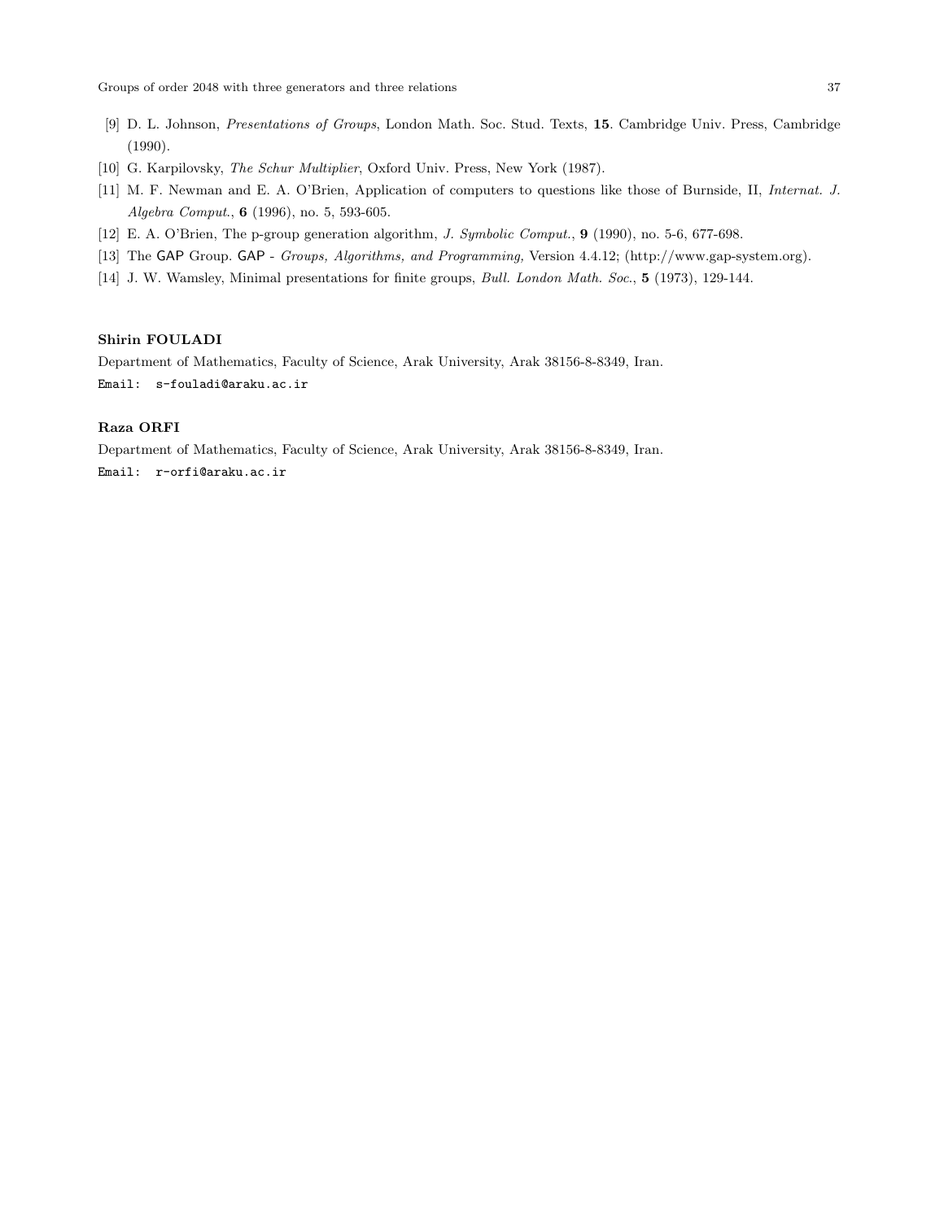[9] D. L. Johnson, *Presentations of Groups*, London Math. Soc. Stud. Texts, **15**. Cambridge Univ. Press, Cambridge (1990).

[10] G. Karpilovsky, *The Schur Multiplier*, Oxford Univ. Press, New York (1987).

[11] M. F. Newman and E. A. O'Brien, Application of computers to questions like those of Burnside, II, *Internat. J. Algebra Comput.*, **6** (1996), no. 5, 593-605.

[12] E. A. O'Brien, The p-group generation algorithm, *J. Symbolic Comput.*, **9** (1990), no. 5-6, 677-698.

[13] The GAP Group. GAP - *Groups, Algorithms, and Programming,* Version 4.4.12; (http://www.gap-system.org).

[14] J. W. Wamsley, Minimal presentations for finite groups, *Bull. London Math. Soc.*, **5** (1973), 129-144.

**Shirin FOULADI**

Department of Mathematics, Faculty of Science, Arak University, Arak 38156-8-8349, Iran.

Email: s-fouladi@araku.ac.ir

**Raza ORFI**

Department of Mathematics, Faculty of Science, Arak University, Arak 38156-8-8349, Iran.

Email: r-orfi@araku.ac.ir